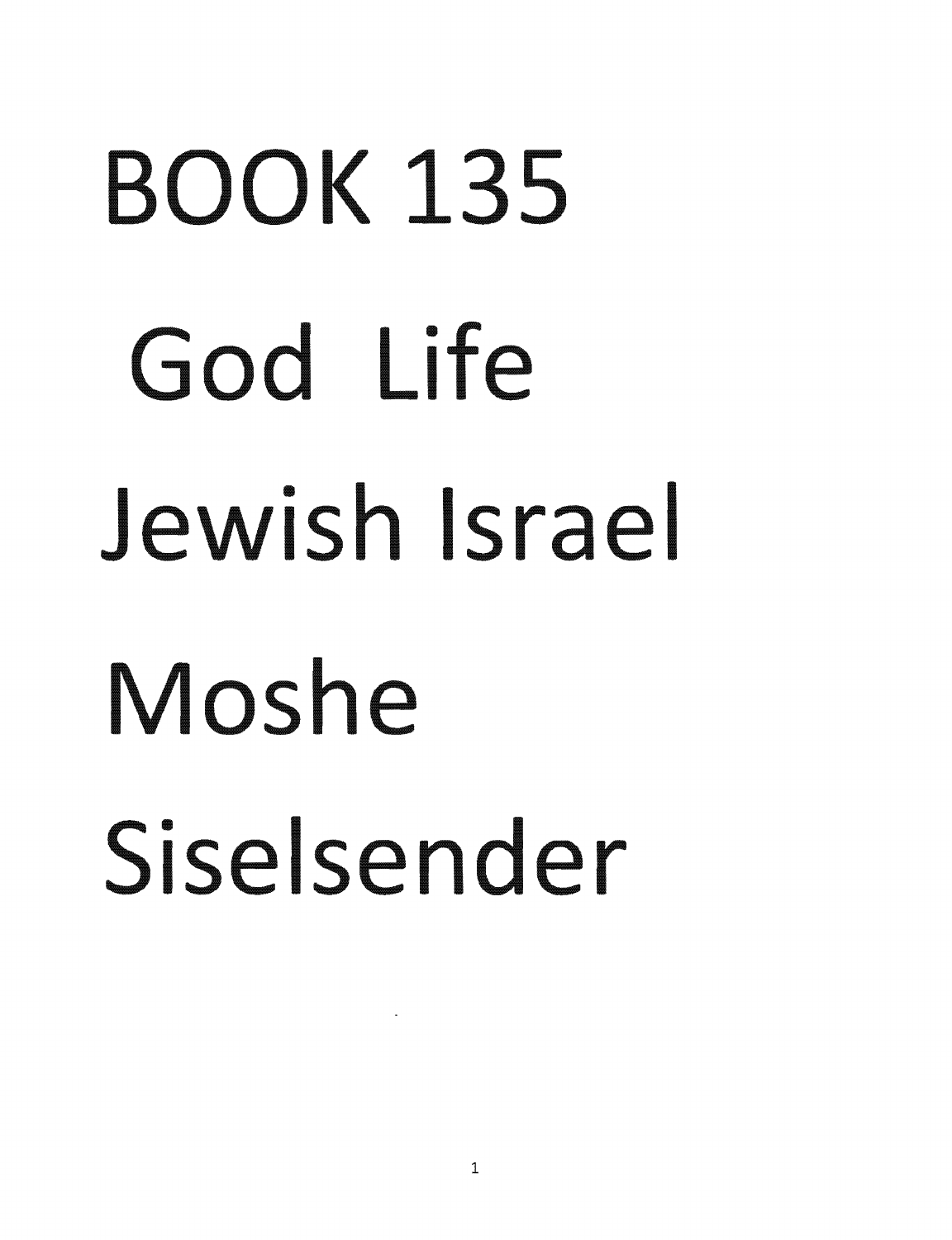# BOOK 135

# God Life

# Jewish Israel

# Moshe

# Siselsender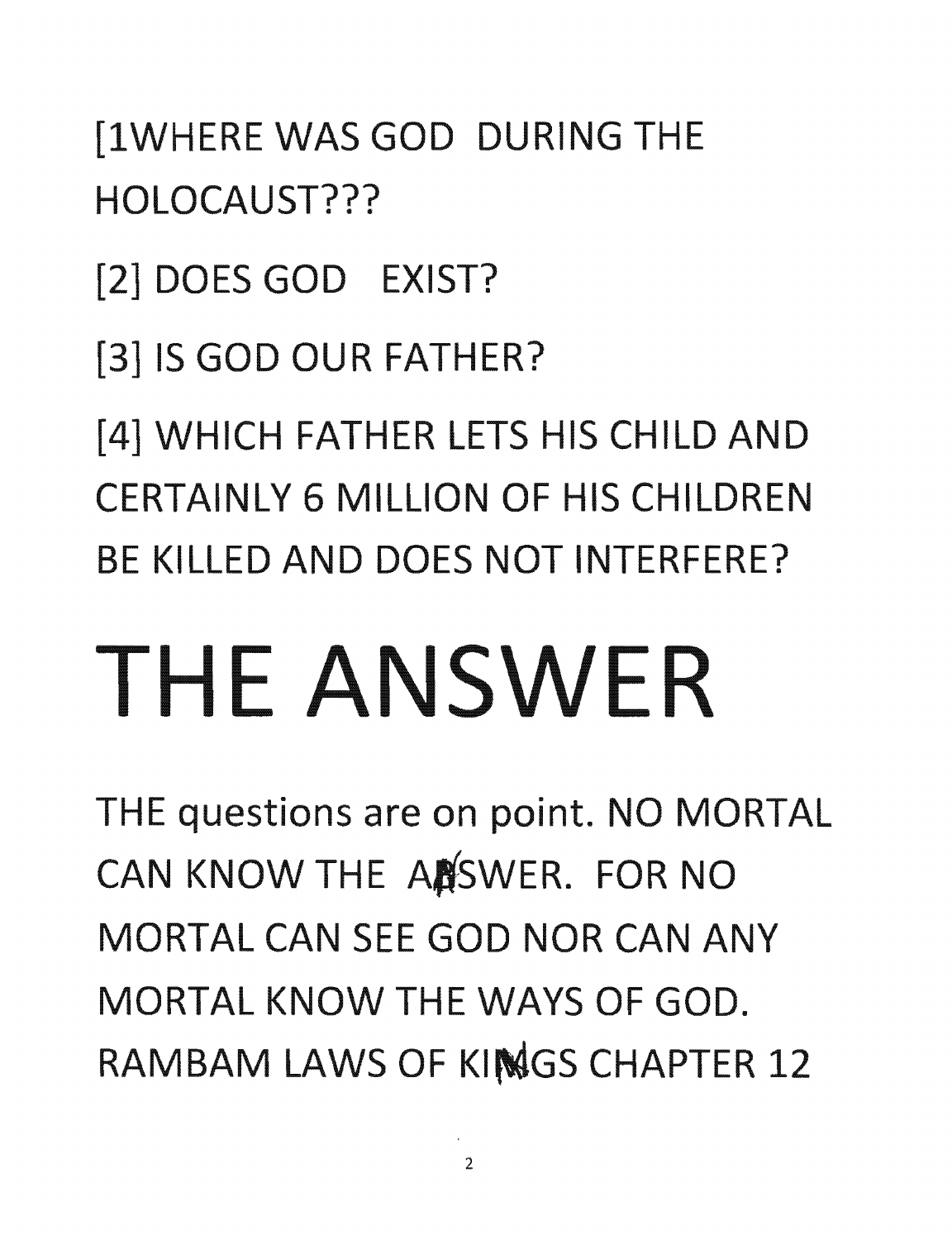[1WHERE WAS GOD DURING THE HOLOCAUST???

[2] DOES GOD EXIST?

[3] IS GOD OUR FATHER?

[4] WHICH FATHER LETS HIS CHILD AND CERTAINLY 6 MILLION OF HIS CHILDREN BE KILLED AND DOES NOT INTERFERE?

# THE ANSWER

THE questions are on point. NO MORTAL CAN KNOW THE ANSWER. FOR NO MORTAL CAN SEE GOD NOR CAN ANY MORTAL KNOW THE WAYS OF GOD. RAMBAM LAWS OF KINGS CHAPTER 12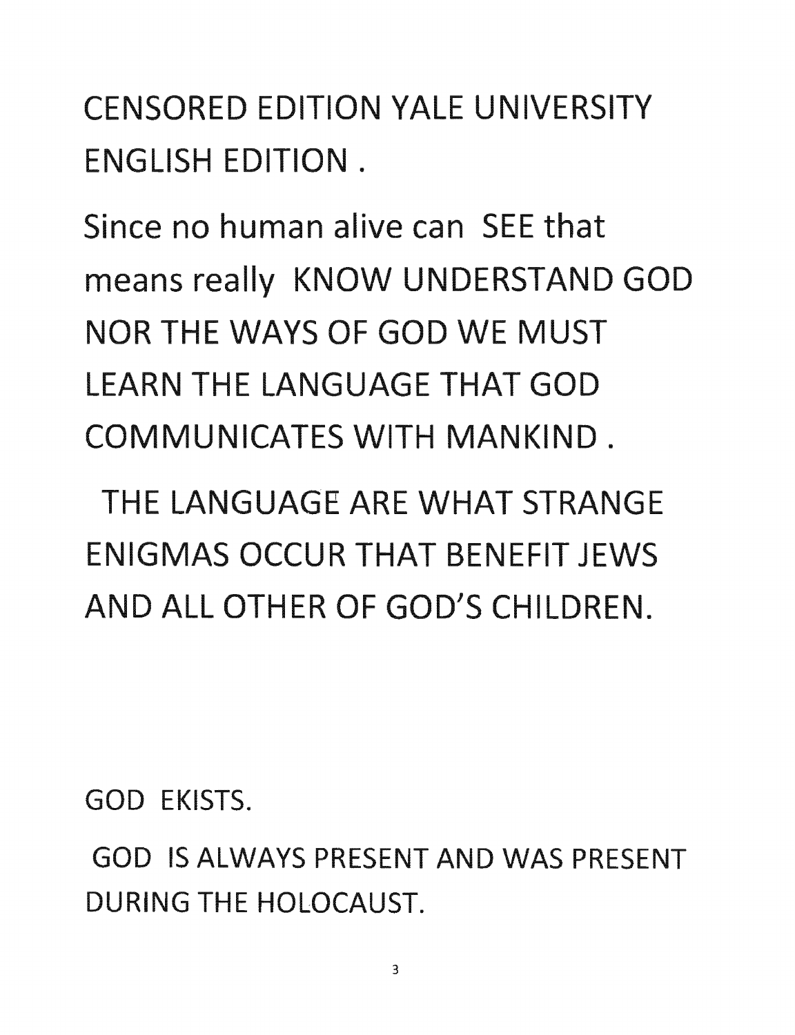CENSORED EDITION YALE UNIVERSITY ENGLISH EDITION .

Since no human alive can SEE that means really KNOW UNDERSTAND GOD NOR THE WAYS OF GOD WE MUST LEARN THE LANGUAGE THAT GOD COMMUNICATES WITH MANKIND .

THE LANGUAGE ARE WHAT STRANGE ENIGMAS OCCUR THAT BENEFIT JEWS AND ALL OTHER OF GOD'S CHILDREN.

GOD EKISTS.

GOD IS ALWAYS PRESENT AND WAS PRESENT DURING THE HOLOCAUST.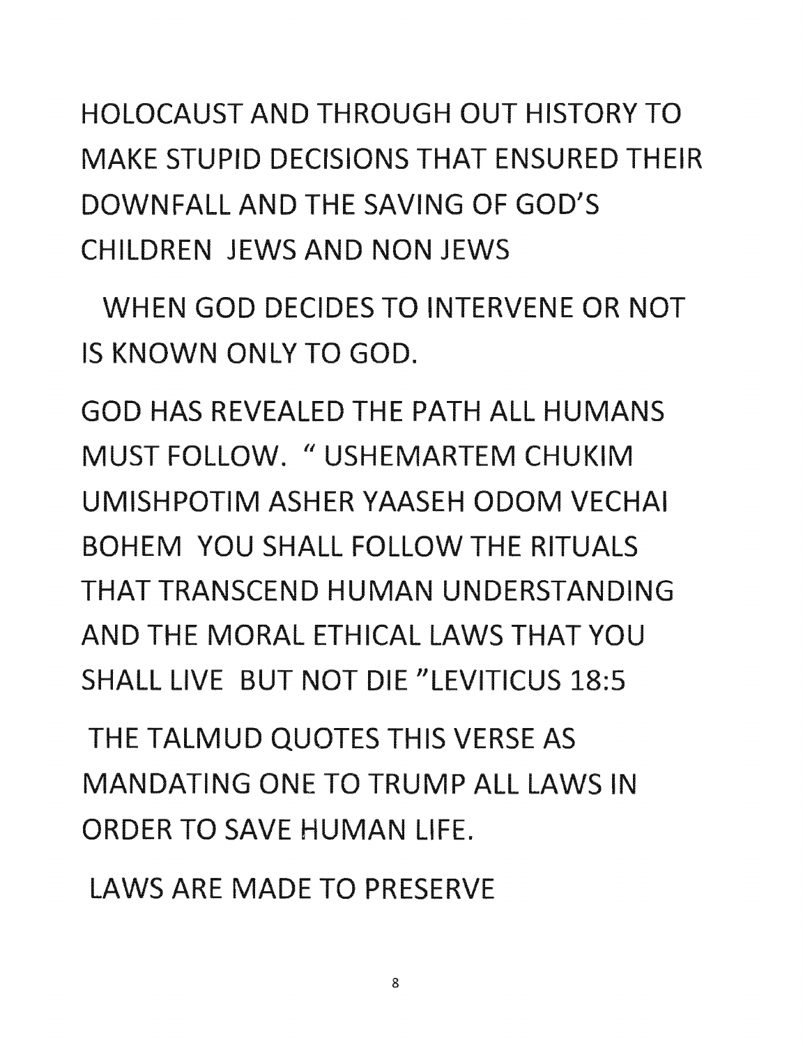HOLOCAUST AND THROUGH OUT HISTORY TO MAKE STUPID DECISIONS THAT ENSURED THEIR DOWNFALL AND THE SAVING OF GOD'S CHILDREN JEWS AND NON JEWS

WHEN GOD DECIDES TO INTERVENE OR NOT IS KNOWN ONLY TO GOD.

GOD HAS REVEALED THE PATH ALL HUMANS MUST FOLLOW. " USHEMARTEM CHUKIM UMISHPOTIM ASHER YAASEH ODOM VECHAI BOHEM YOU SHALL FOLLOW THE RITUALS THAT TRANSCEND HUMAN UNDERSTANDING AND THE MORAL ETHICAL LAWS THAT YOU SHALL LIVE BUT NOT DIE "LEVITICUS 18:5

THE TALMUD QUOTES THIS VERSE AS MANDATING ONE TO TRUMP ALL LAWS IN ORDER TO SAVE HUMAN LIFE.

LAWS ARE MADE TO PRESERVE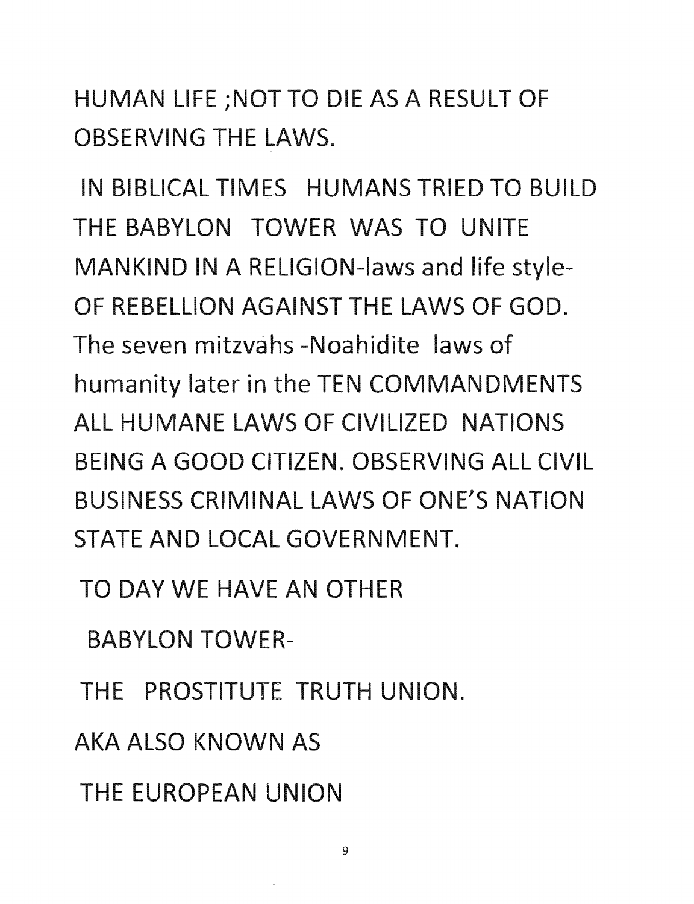HUMAN LIFE ;NOT TO DIE AS A RESULT OF OBSERVING THE LAWS.

IN BIBLICAL TIMES HUMANS TRIED TO BUILD THE BABYLON TOWER WAS TO UNITE MANKIND IN A RELIGION-laws and life style- OF REBELLION AGAINST THE LAWS OF GOD. The seven mitzvahs -Noahidite laws of humanity later in the TEN COMMANDMENTS ALL HUMANE LAWS OF CIVILIZED NATIONS BEING A GOOD CITIZEN. OBSERVING ALL CIVIL BUSINESS CRIMINAL LAWS OF ONE'S NATION STATE AND LOCAL GOVERNMENT.

TO DAY WE HAVE AN OTHER

BABYLON TOWER-

THE PROSTITUTE TRUTH UNION.

AKA ALSO KNOWN AS

THE EUROPEAN UNION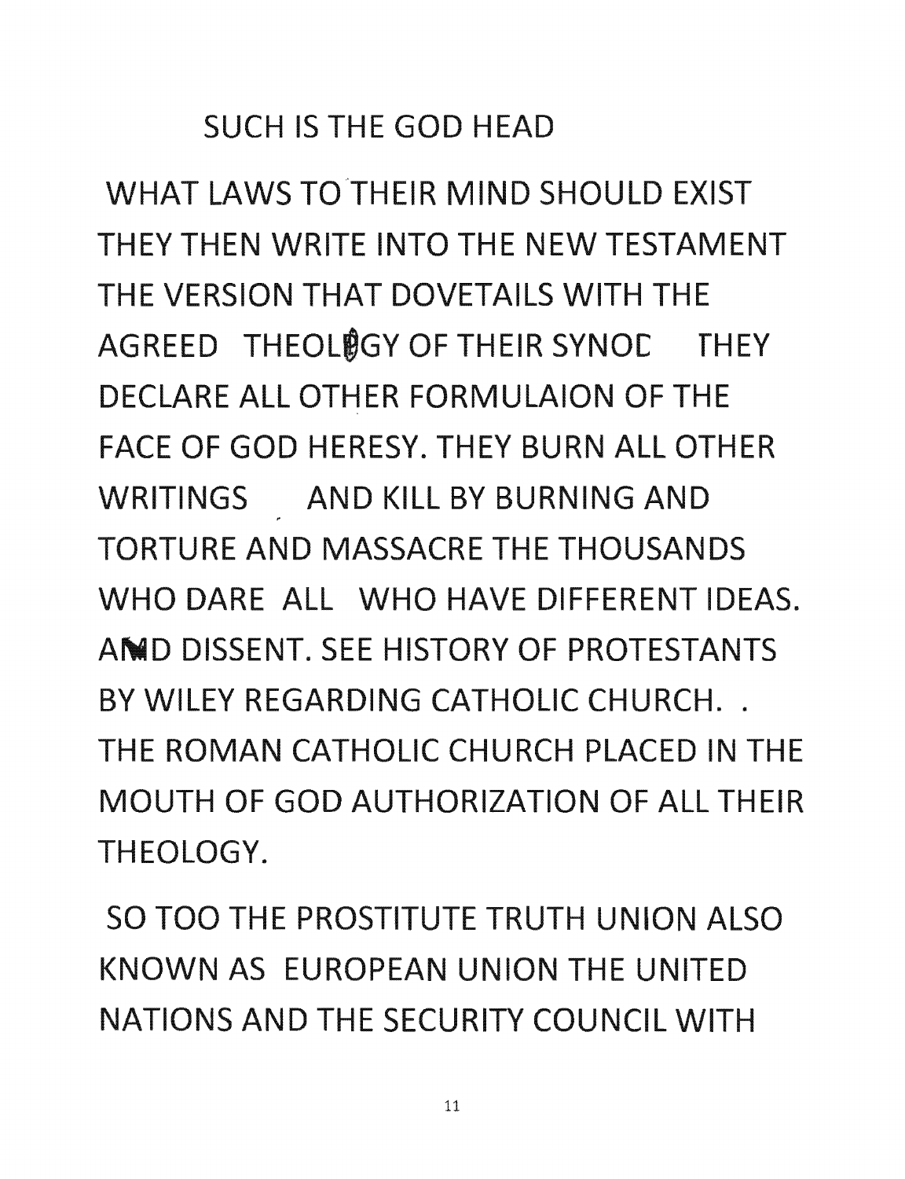SUCH IS THE GOD HEAD

WHAT LAWS TO THEIR MIND SHOULD EXIST THEY THEN WRITE INTO THE NEW TESTAMENT THE VERSION THAT DOVETAILS WITH THE AGREED THEOLOGY OF THEIR SYNOD THEY DECLARE ALL OTHER FORMULAION OF THE FACE OF GOD HERESY. THEY BURN ALL OTHER WRITINGS AND KILL BY BURNING AND TORTURE AND MASSACRE THE THOUSANDS WHO DARE ALL WHO HAVE DIFFERENT IDEAS. AND DISSENT. SEE HISTORY OF PROTESTANTS BY WILEY REGARDING CATHOLIC CHURCH. . THE ROMAN CATHOLIC CHURCH PLACED IN THE MOUTH OF GOD AUTHORIZATION OF ALL THEIR THEOLOGY.

SO TOO THE PROSTITUTE TRUTH UNION ALSO KNOWN AS EUROPEAN UNION THE UNITED NATIONS AND THE SECURITY COUNCIL WITH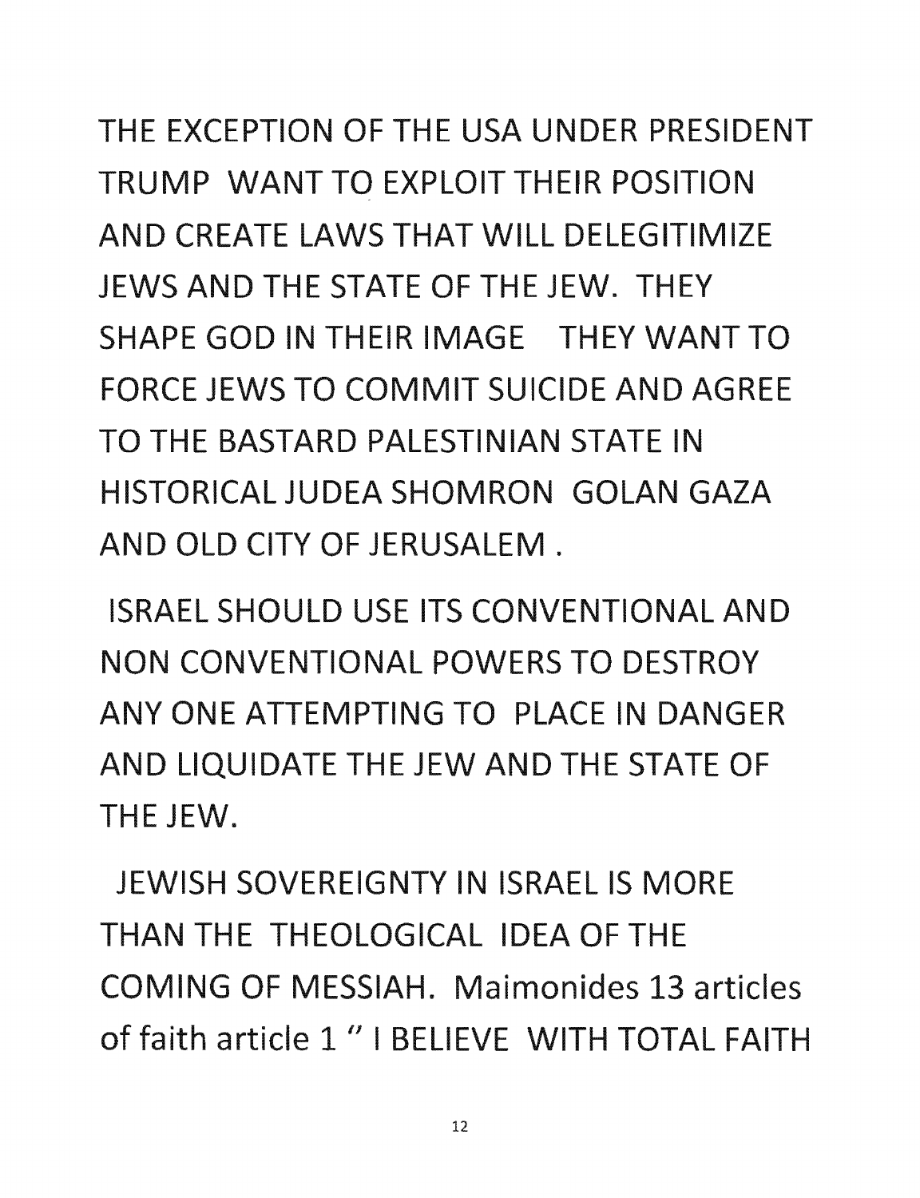THE EXCEPTION OF THE USA UNDER PRESIDENT TRUMP WANT TO EXPLOIT THEIR POSITION AND CREATE LAWS THAT WILL DELEGITIMIZE JEWS AND THE STATE OF THE JEW. THEY SHAPE GOD IN THEIR IMAGE THEY WANT TO FORCE JEWS TO COMMIT SUICIDE AND AGREE TO THE BASTARD PALESTINIAN STATE IN HISTORICAL JUDEA SHOMRON GOLAN GAZA AND OLD CITY OF JERUSALEM .

ISRAEL SHOULD USE ITS CONVENTIONAL AND NON CONVENTIONAL POWERS TO DESTROY ANY ONE ATTEMPTING TO PLACE IN DANGER AND LIQUIDATE THE JEW AND THE STATE OF THE JEW.

JEWISH SOVEREIGNTY IN ISRAEL IS MORE THAN THE THEOLOGICAL IDEA OF THE COMING OF MESSIAH. Maimonides 13 articles of faith article 1 " I BELIEVE WITH TOTAL FAITH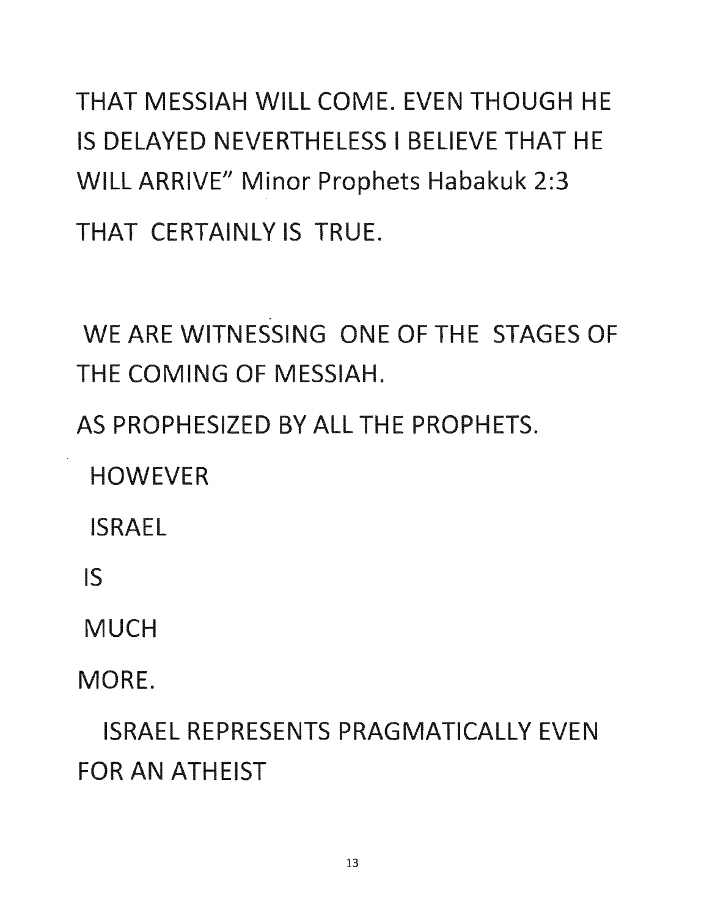THAT MESSIAH WILL COME. EVEN THOUGH HE IS DELAYED NEVERTHELESS I BELIEVE THAT HE WILL ARRIVE" Minor Prophets Habakuk 2:3

THAT CERTAINLY IS TRUE.

WE ARE WITNESSING ONE OF THE STAGES OF THE COMING OF MESSIAH.

AS PROPHESIZED BY ALL THE PROPHETS.

HOWEVER

ISRAEL

IS

MUCH

MORE.

ISRAEL REPRESENTS PRAGMATICALLY EVEN FOR AN ATHEIST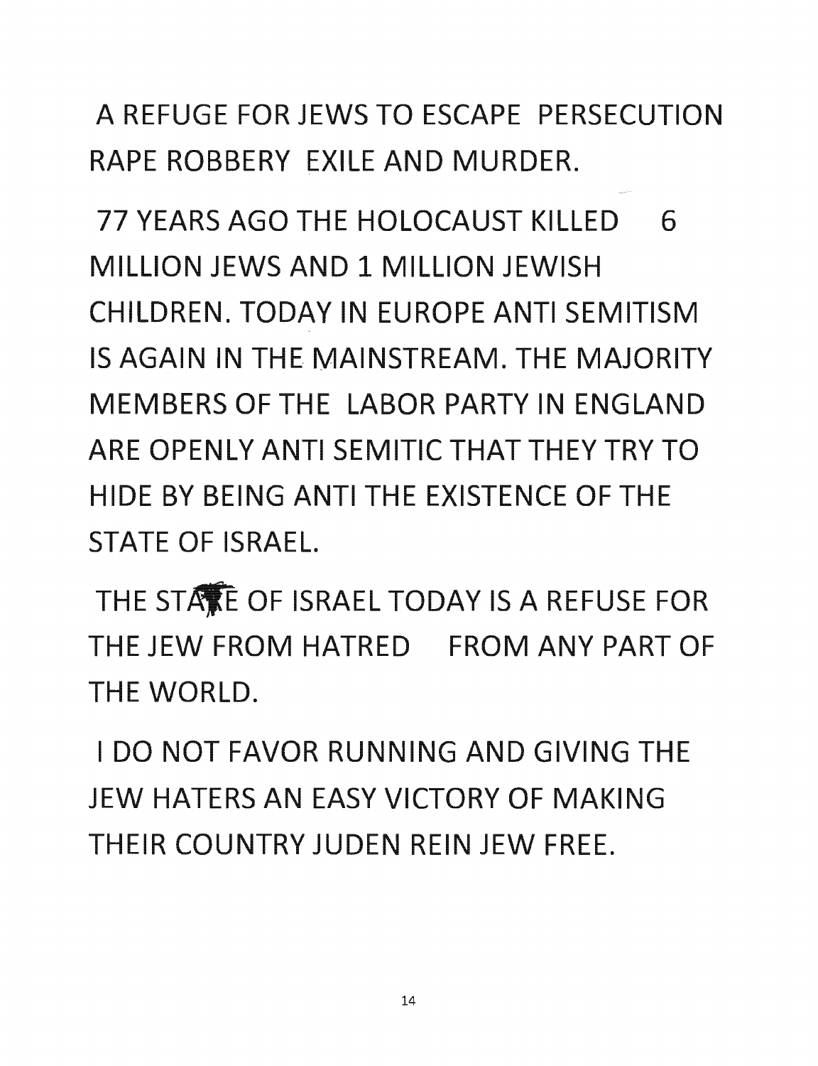A REFUGE FOR JEWS TO ESCAPE PERSECUTION RAPE ROBBERY EXILE AND MURDER.

77 YEARS AGO THE HOLOCAUST KILLED 6 MILLION JEWS AND 1 MILLION JEWISH CHILDREN. TODAY IN EUROPE ANTI SEMITISM IS AGAIN IN THE MAINSTREAM. THE MAJORITY MEMBERS OF THE LABOR PARTY IN ENGLAND ARE OPENLY ANTI SEMITIC THAT THEY TRY TO HIDE BY BEING ANTI THE EXISTENCE OF THE STATE OF ISRAEL.

THE STATE OF ISRAEL TODAY IS A REFUSE FOR THE JEW FROM HATRED FROM ANY PART OF THE WORLD.

I DO NOT FAVOR RUNNING AND GIVING THE JEW HATERS AN EASY VICTORY OF MAKING THEIR COUNTRY JUDEN REIN JEW FREE.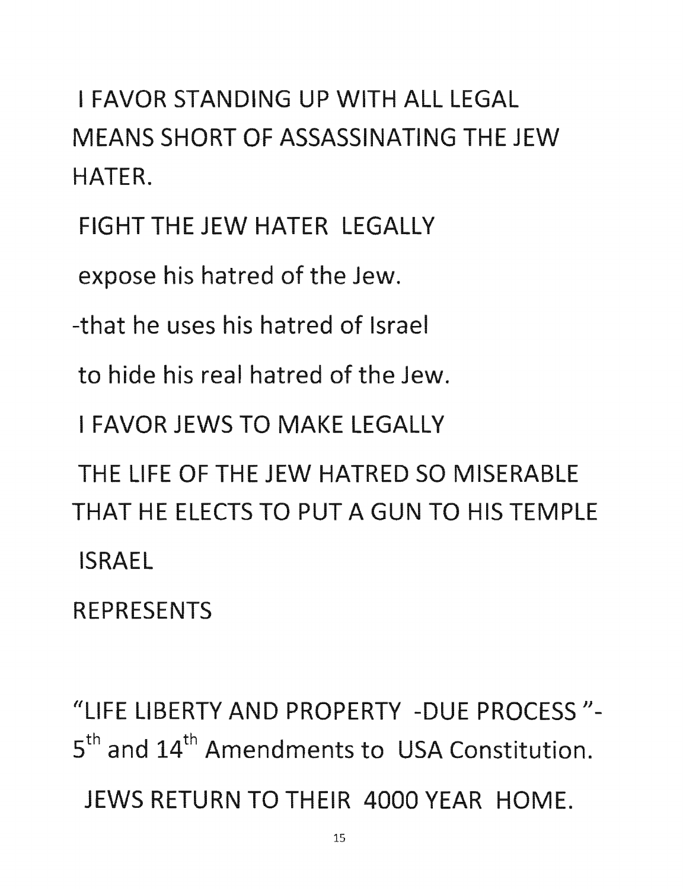I FAVOR STANDING UP WITH ALL LEGAL MEANS SHORT OF ASSASSINATING THE JEW HATER.

FIGHT THE JEW HATER LEGALLY

expose his hatred of the Jew.

-that he uses his hatred of Israel

to hide his real hatred of the Jew.

I FAVOR JEWS TO MAKE LEGALLY

THE LIFE OF THE JEW HATRED SO MISERABLE THAT HE ELECTS TO PUT A GUN TO HIS TEMPLE

ISRAEL

REPRESENTS

"LIFE LIBERTY AND PROPERTY -DUE PROCESS "- 5th and 14th Amendments to USA Constitution.

JEWS RETURN TO THEIR 4000 YEAR HOME.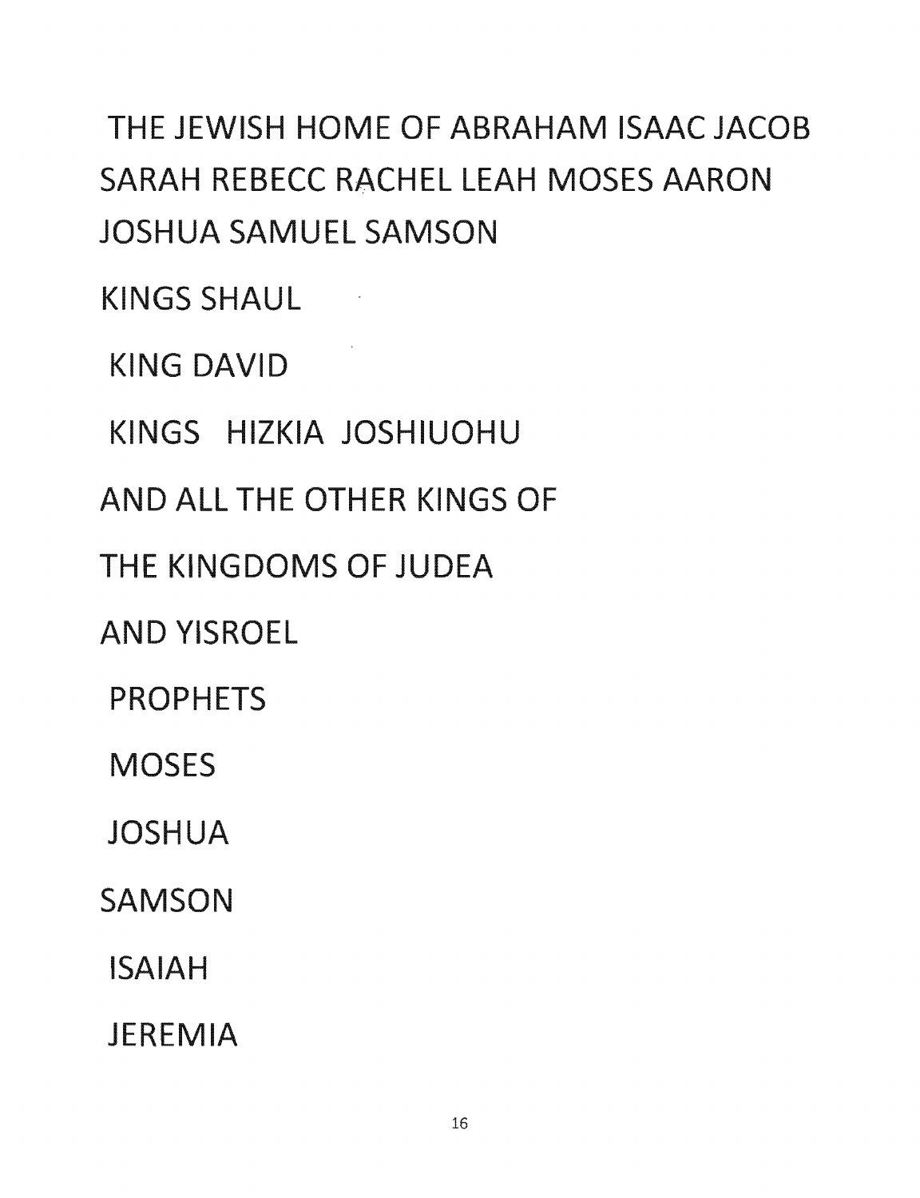THE JEWISH HOME OF ABRAHAM ISAAC JACOB SARAH REBECC RACHEL LEAH MOSES AARON JOSHUA SAMUEL SAMSON

KINGS SHAUL

KING DAVID

KINGS HIZKIA JOSHIUOHU

AND ALL THE OTHER KINGS OF

THE KINGDOMS OF JUDEA

AND YISROEL

PROPHETS

MOSES

JOSHUA

SAMSON

ISAIAH

JEREMIA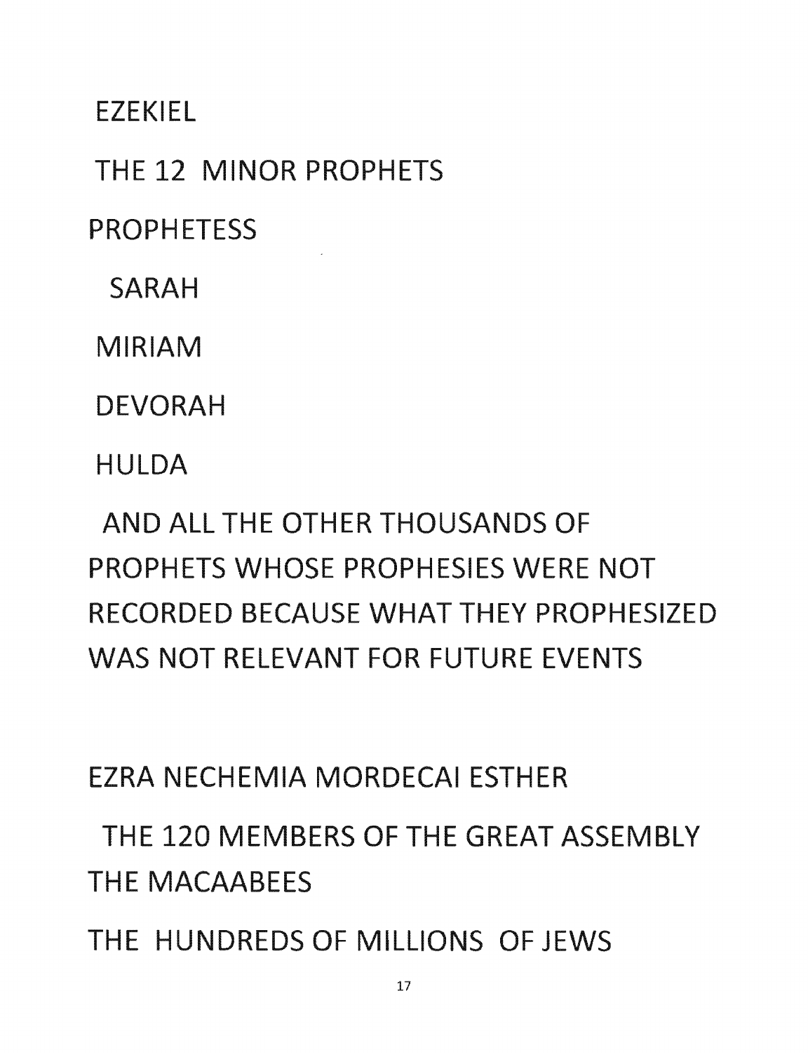EZEKIEL

THE 12 MINOR PROPHETS

PROPHETESS

SARAH

MIRIAM

DEVORAH

HULDA

AND ALL THE OTHER THOUSANDS OF PROPHETS WHOSE PROPHESIES WERE NOT RECORDED BECAUSE WHAT THEY PROPHESIZED WAS NOT RELEVANT FOR FUTURE EVENTS

EZRA NECHEMIA MORDECAI ESTHER

THE 120 MEMBERS OF THE GREAT ASSEMBLY

THE MACAABEES

THE HUNDREDS OF MILLIONS OF JEWS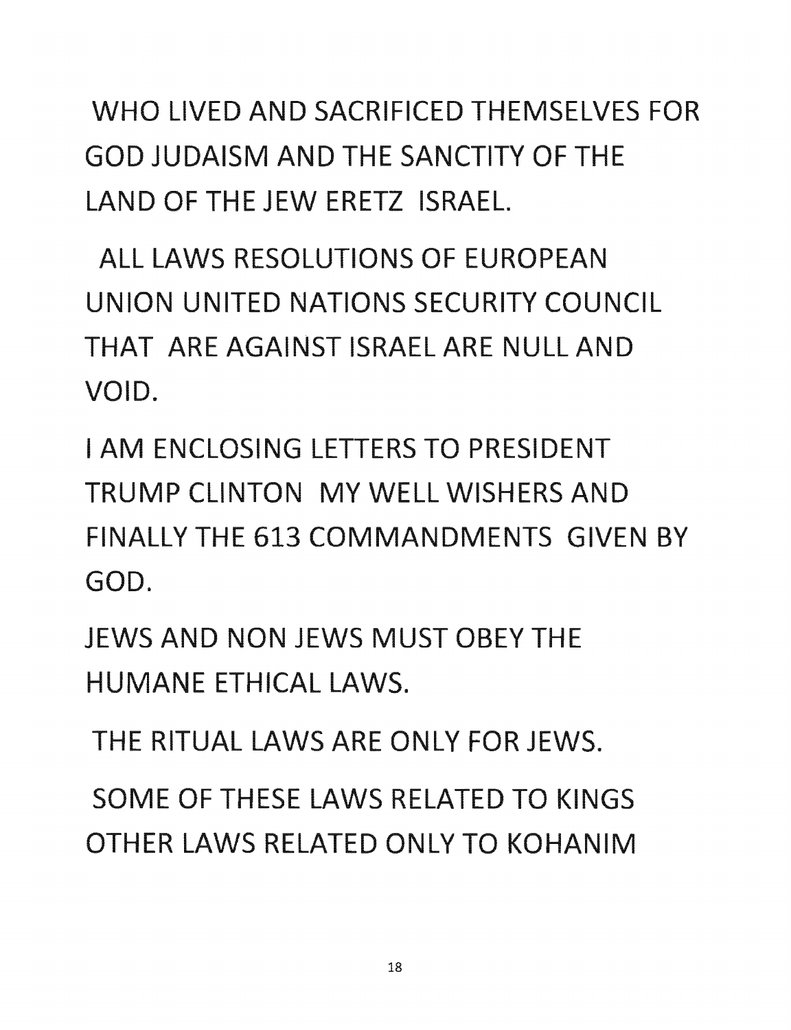WHO LIVED AND SACRIFICED THEMSELVES FOR GOD JUDAISM AND THE SANCTITY OF THE LAND OF THE JEW ERETZ ISRAEL.

ALL LAWS RESOLUTIONS OF EUROPEAN UNION UNITED NATIONS SECURITY COUNCIL THAT ARE AGAINST ISRAEL ARE NULL AND VOID.

I AM ENCLOSING LETTERS TO PRESIDENT TRUMP CLINTON MY WELL WISHERS AND FINALLY THE 613 COMMANDMENTS GIVEN BY GOD.

JEWS AND NON JEWS MUST OBEY THE HUMANE ETHICAL LAWS.

THE RITUAL LAWS ARE ONLY FOR JEWS.

SOME OF THESE LAWS RELATED TO KINGS OTHER LAWS RELATED ONLY TO KOHANIM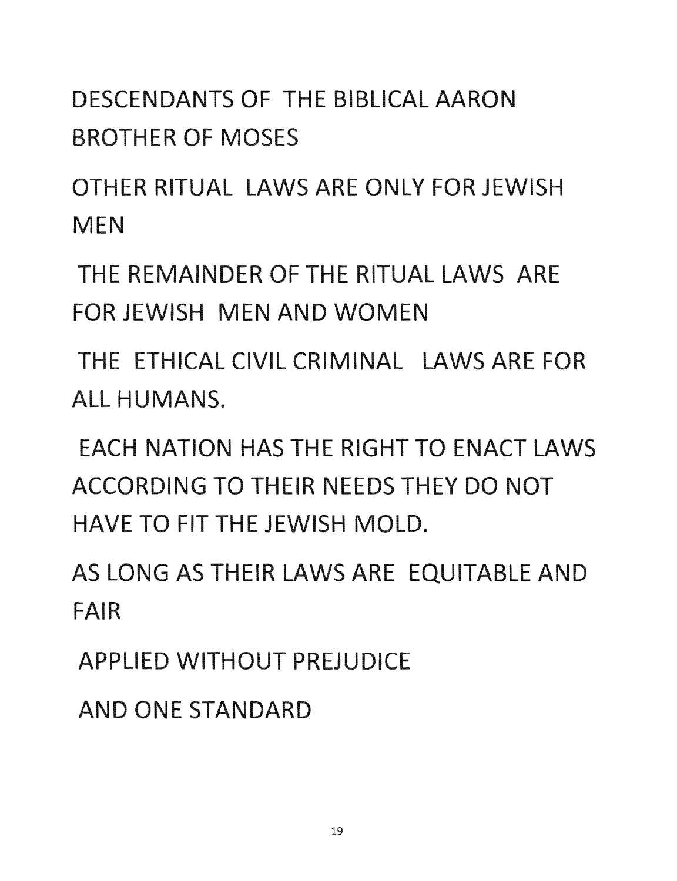DESCENDANTS OF THE BIBLICAL AARON BROTHER OF MOSES

OTHER RITUAL LAWS ARE ONLY FOR JEWISH MEN

THE REMAINDER OF THE RITUAL LAWS ARE FOR JEWISH MEN AND WOMEN

THE ETHICAL CIVIL CRIMINAL LAWS ARE FOR ALL HUMANS.

EACH NATION HAS THE RIGHT TO ENACT LAWS ACCORDING TO THEIR NEEDS THEY DO NOT HAVE TO FIT THE JEWISH MOLD.

AS LONG AS THEIR LAWS ARE EQUITABLE AND FAIR

APPLIED WITHOUT PREJUDICE

AND ONE STANDARD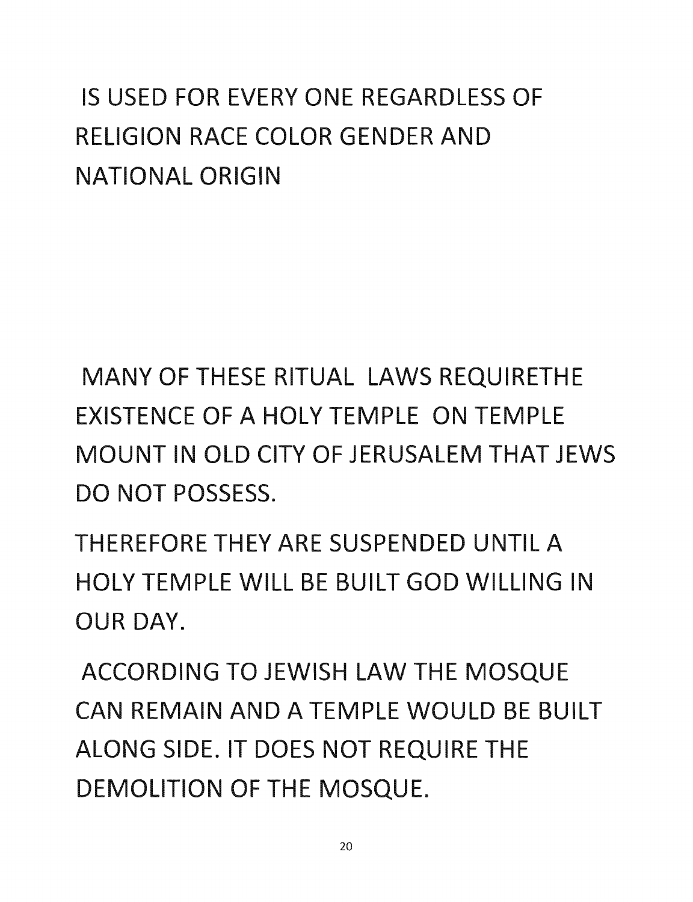IS USED FOR EVERY ONE REGARDLESS OF RELIGION RACE COLOR GENDER AND NATIONAL ORIGIN

MANY OF THESE RITUAL LAWS REQUIRETHE EXISTENCE OF A HOLY TEMPLE ON TEMPLE MOUNT IN OLD CITY OF JERUSALEM THAT JEWS DO NOT POSSESS.

THEREFORE THEY ARE SUSPENDED UNTIL A HOLY TEMPLE WILL BE BUILT GOD WILLING IN OUR DAY.

ACCORDING TO JEWISH LAW THE MOSQUE CAN REMAIN AND A TEMPLE WOULD BE BUILT ALONG SIDE. IT DOES NOT REQUIRE THE DEMOLITION OF THE MOSQUE.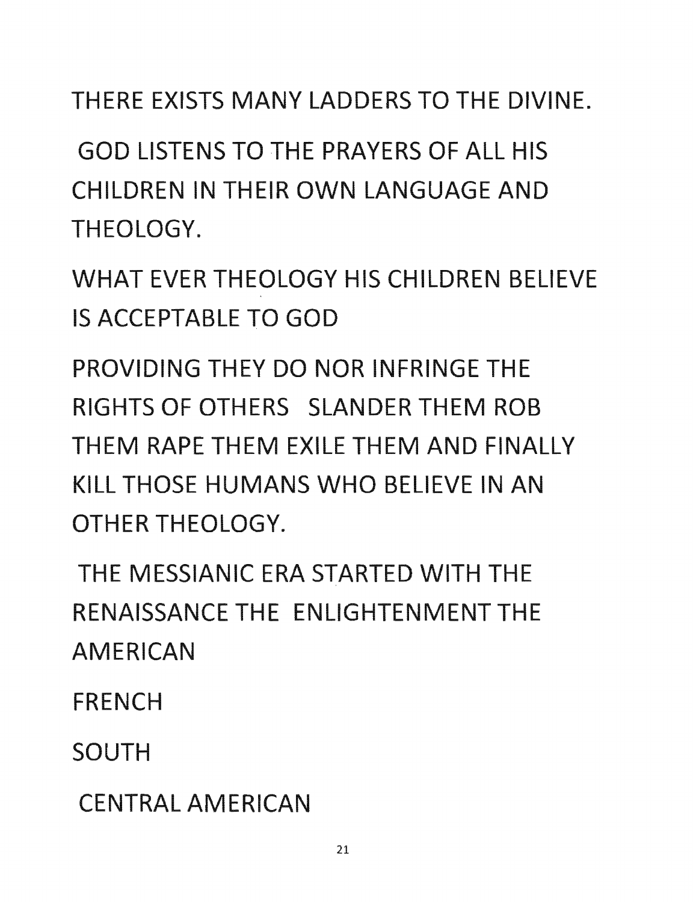THERE EXISTS MANY LADDERS TO THE DIVINE.

GOD LISTENS TO THE PRAYERS OF ALL HIS CHILDREN IN THEIR OWN LANGUAGE AND THEOLOGY.

WHAT EVER THEOLOGY HIS CHILDREN BELIEVE IS ACCEPTABLE TO GOD

PROVIDING THEY DO NOR INFRINGE THE RIGHTS OF OTHERS SLANDER THEM ROB THEM RAPE THEM EXILE THEM AND FINALLY KILL THOSE HUMANS WHO BELIEVE IN AN OTHER THEOLOGY.

THE MESSIANIC ERA STARTED WITH THE RENAISSANCE THE ENLIGHTENMENT THE AMERICAN

FRENCH

SOUTH

CENTRAL AMERICAN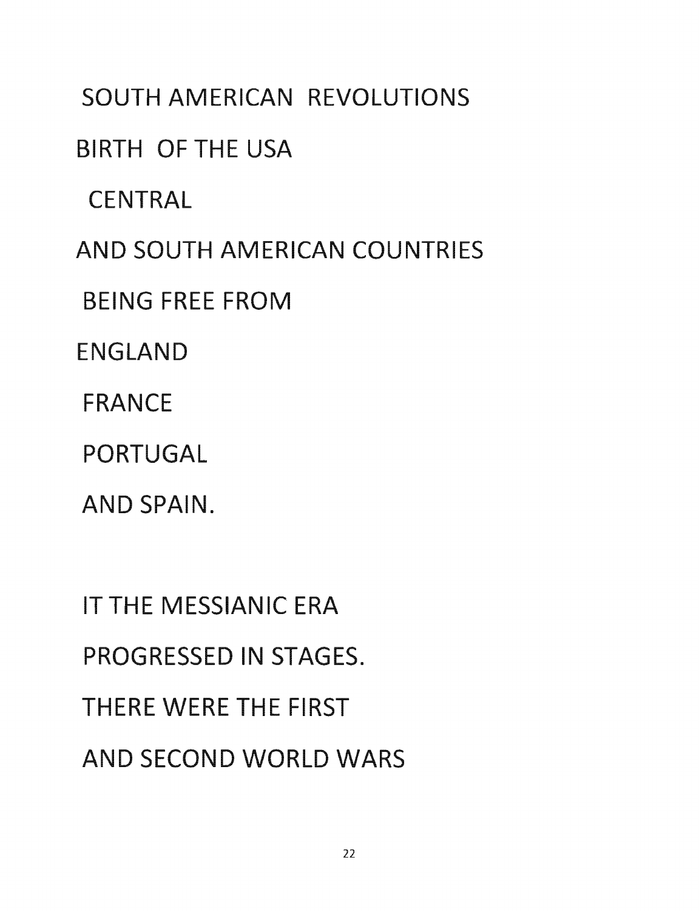SOUTH AMERICAN REVOLUTIONS

BIRTH OF THE USA

CENTRAL

AND SOUTH AMERICAN COUNTRIES

BEING FREE FROM

ENGLAND

FRANCE

PORTUGAL

AND SPAIN.

IT THE MESSIANIC ERA

PROGRESSED IN STAGES.

THERE WERE THE FIRST

AND SECOND WORLD WARS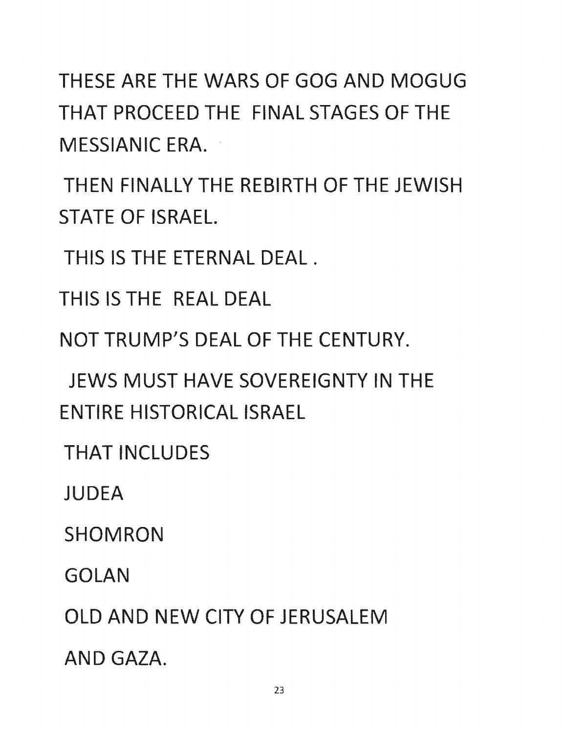THESE ARE THE WARS OF GOG AND MOGUG THAT PROCEED THE FINAL STAGES OF THE MESSIANIC ERA.

THEN FINALLY THE REBIRTH OF THE JEWISH STATE OF ISRAEL.

THIS IS THE ETERNAL DEAL .

THIS IS THE REAL DEAL

NOT TRUMP'S DEAL OF THE CENTURY.

JEWS MUST HAVE SOVEREIGNTY IN THE ENTIRE HISTORICAL ISRAEL

THAT INCLUDES

JUDEA

SHOMRON

GOLAN

OLD AND NEW CITY OF JERUSALEM

AND GAZA.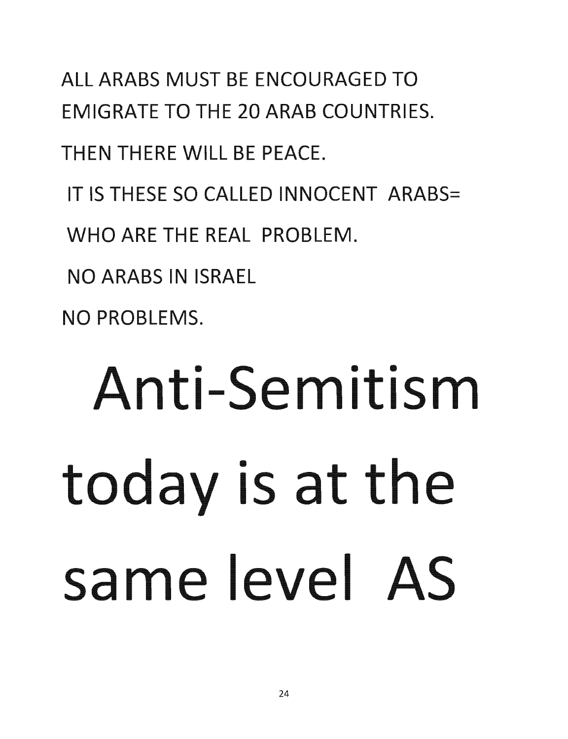ALL ARABS MUST BE ENCOURAGED TO EMIGRATE TO THE 20 ARAB COUNTRIES.

THEN THERE WILL BE PEACE.

IT IS THESE SO CALLED INNOCENT ARABS=

WHO ARE THE REAL PROBLEM.

NO ARABS IN ISRAEL

NO PROBLEMS.

# Anti-Semitism today is at the same level AS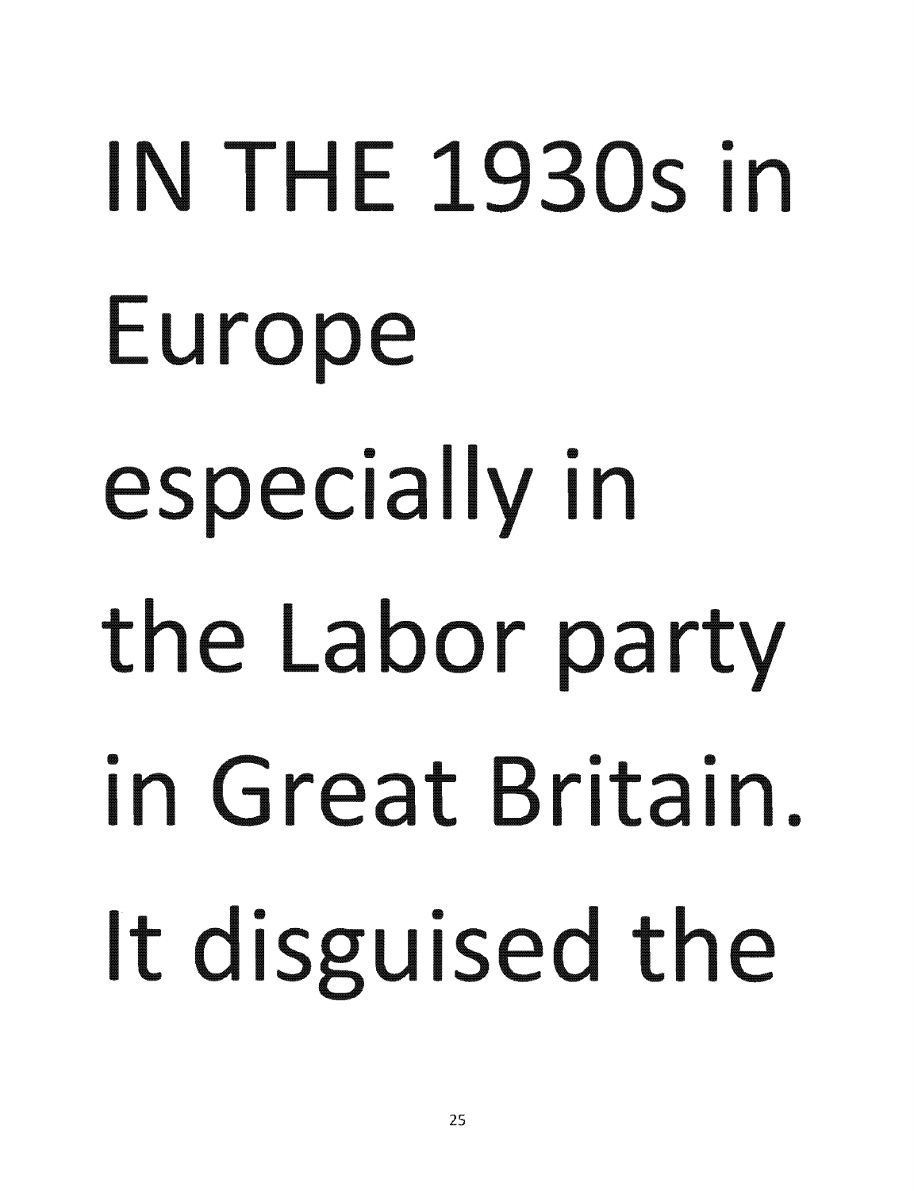IN THE 1930s in Europe especially in the Labor party in Great Britain. It disguised the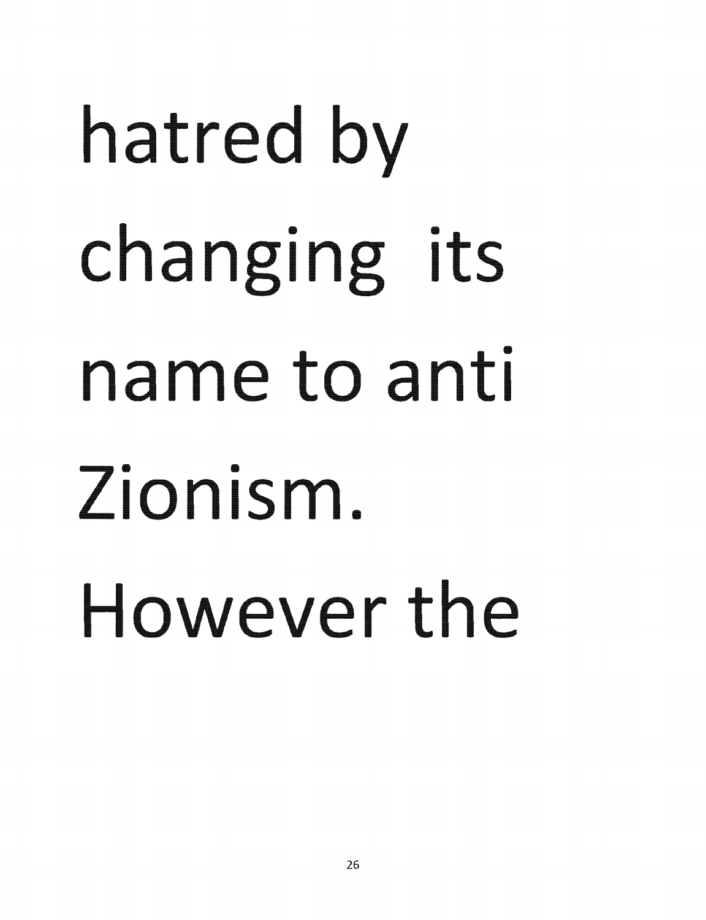hatred by changing its name to anti Zionism. However the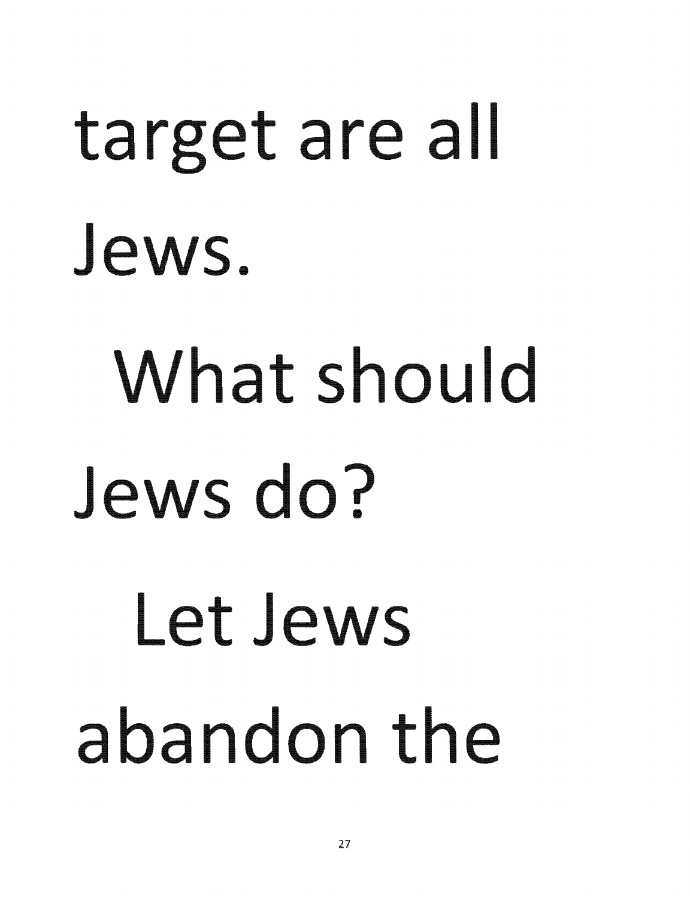target are all Jews.

What should Jews do?

Let Jews abandon the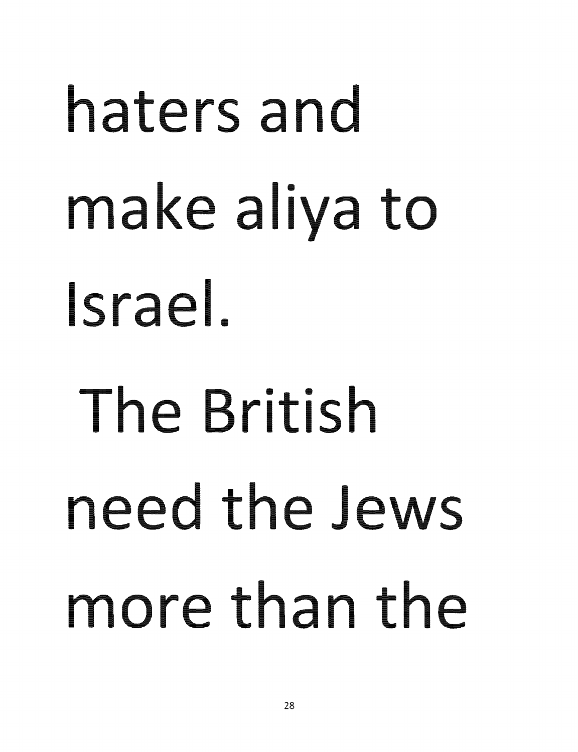haters and make aliya to Israel.

The British need the Jews more than the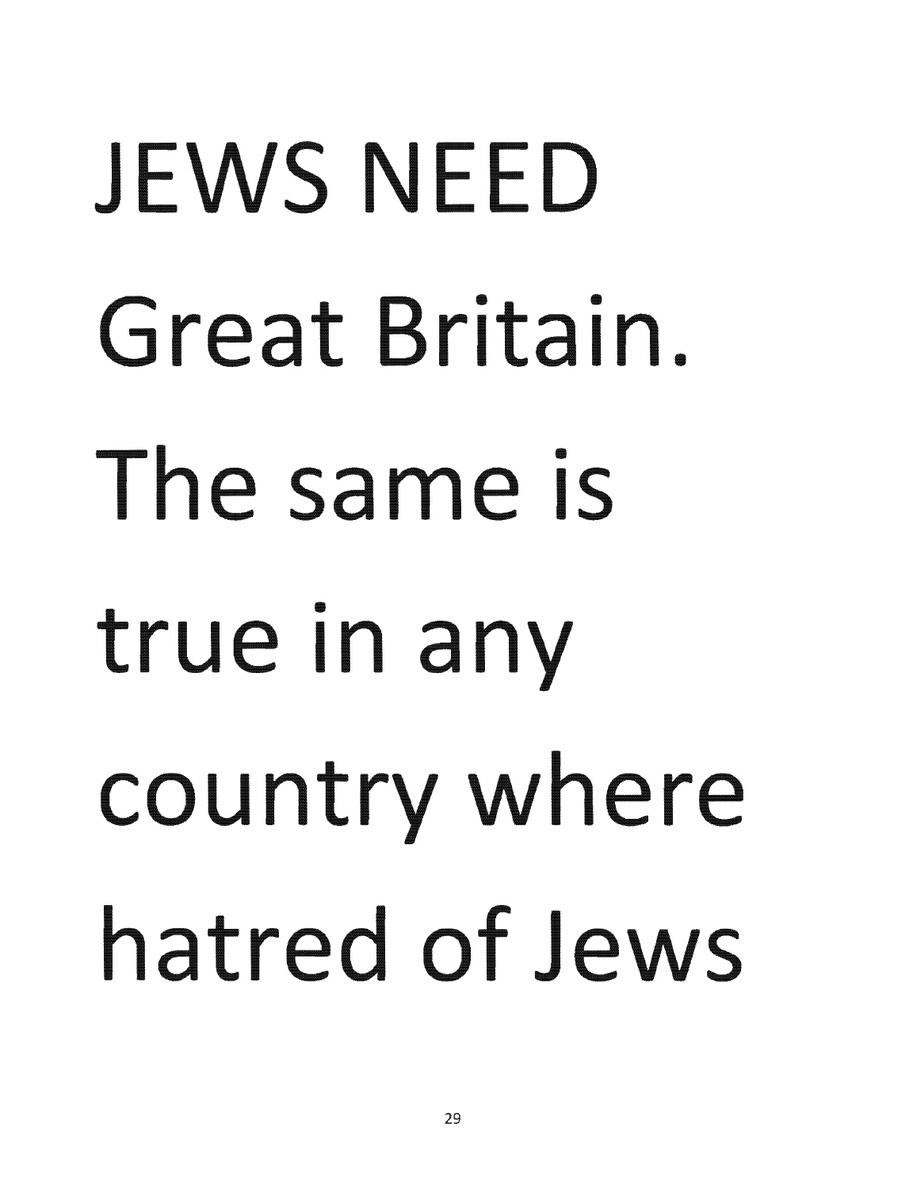JEWS NEED Great Britain. The same is true in any country where hatred of Jews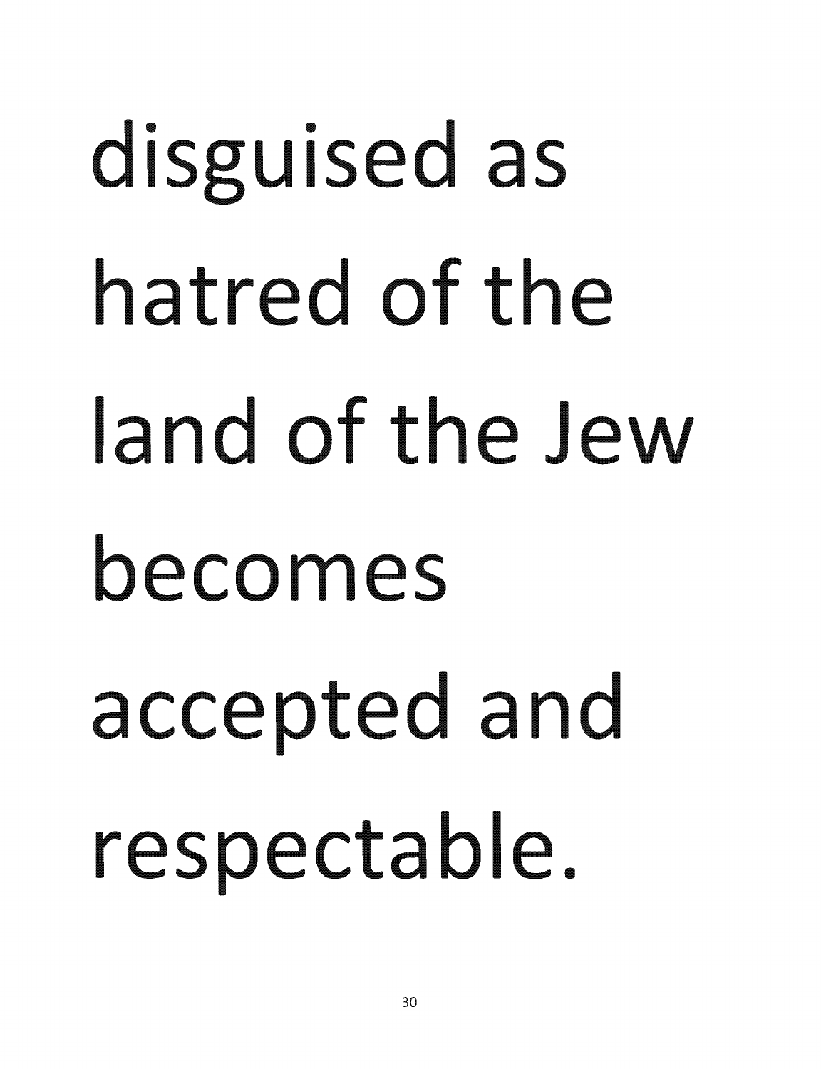disguised as hatred of the land of the Jew becomes accepted and respectable.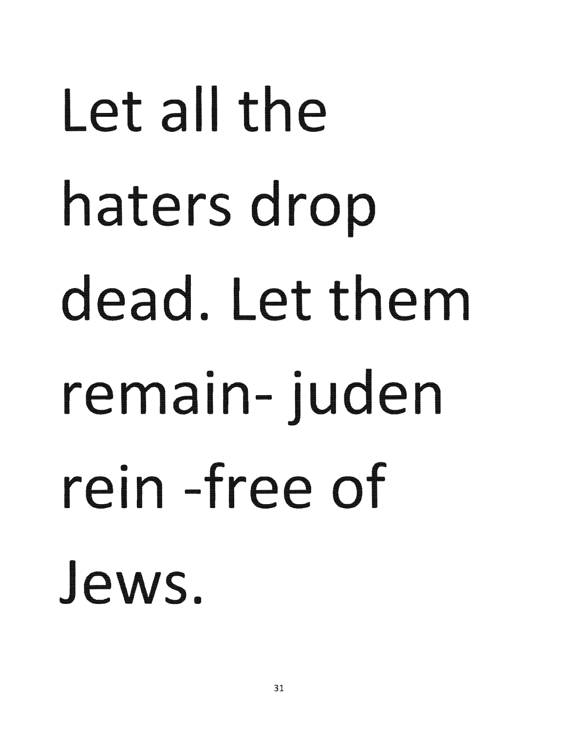Let all the haters drop dead. Let them remain- juden rein -free of Jews.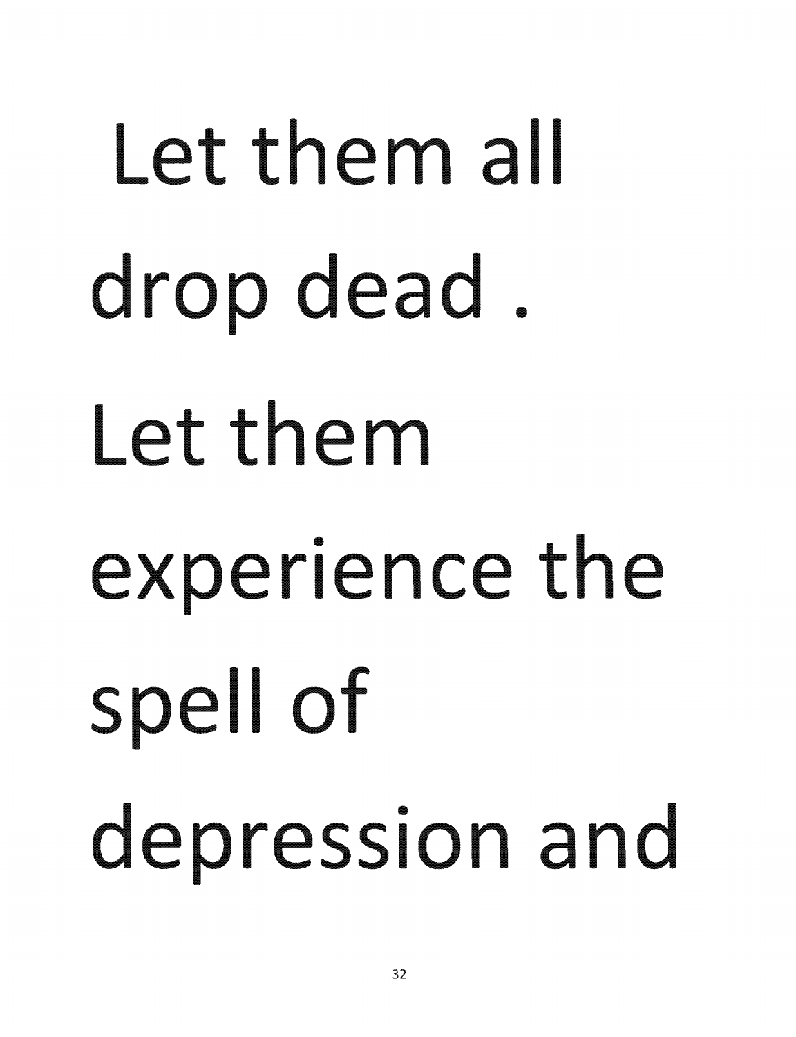Let them all drop dead . Let them experience the spell of depression and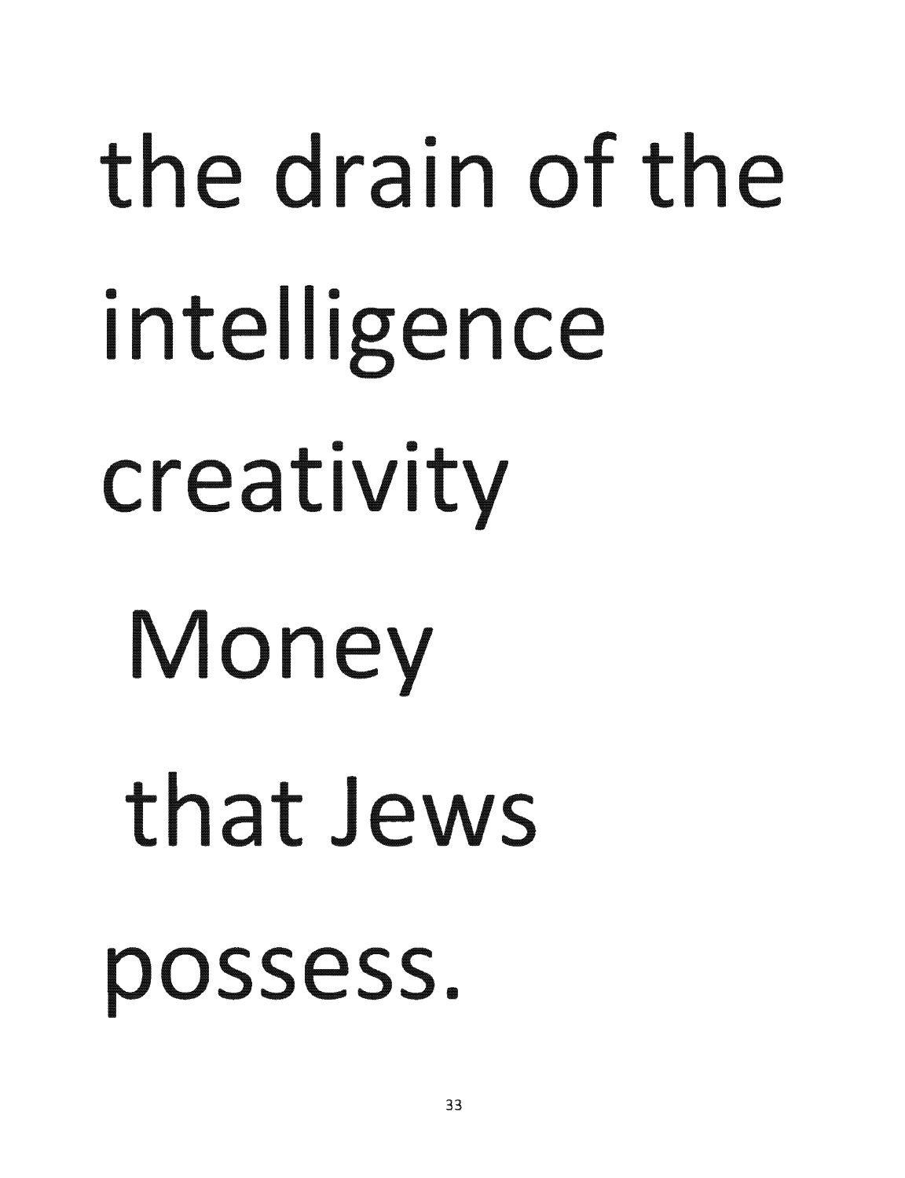the drain of the

intelligence

creativity

Money

that Jews

possess.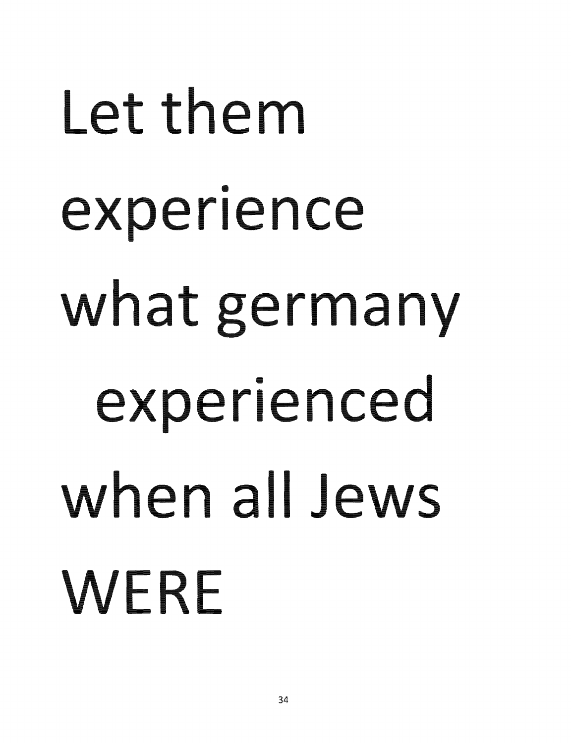Let them experience what germany experienced when all Jews WERE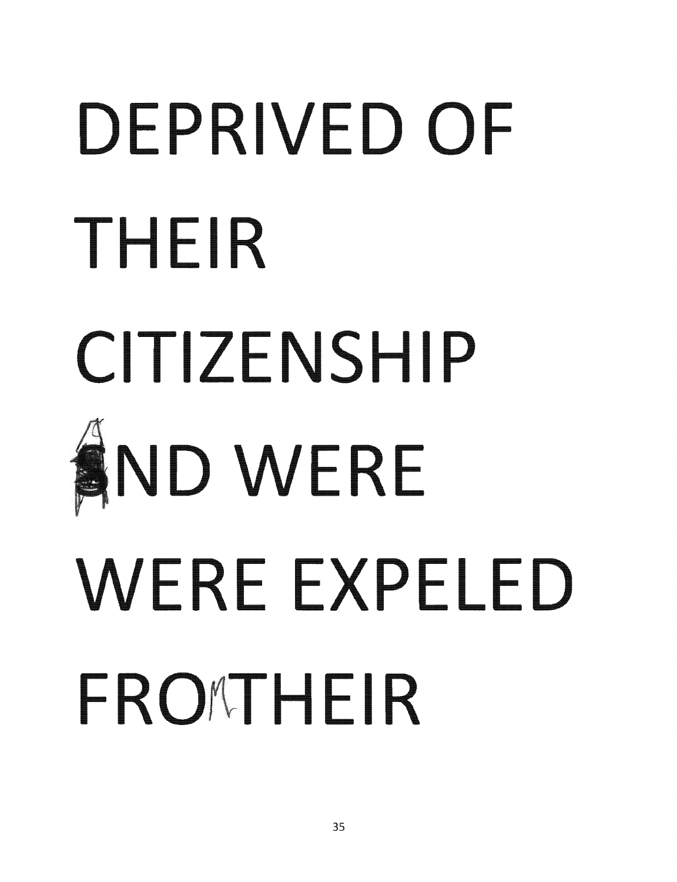DEPRIVED OF THEIR CITIZENSHIP AND WERE WERE EXPELED FROM THEIR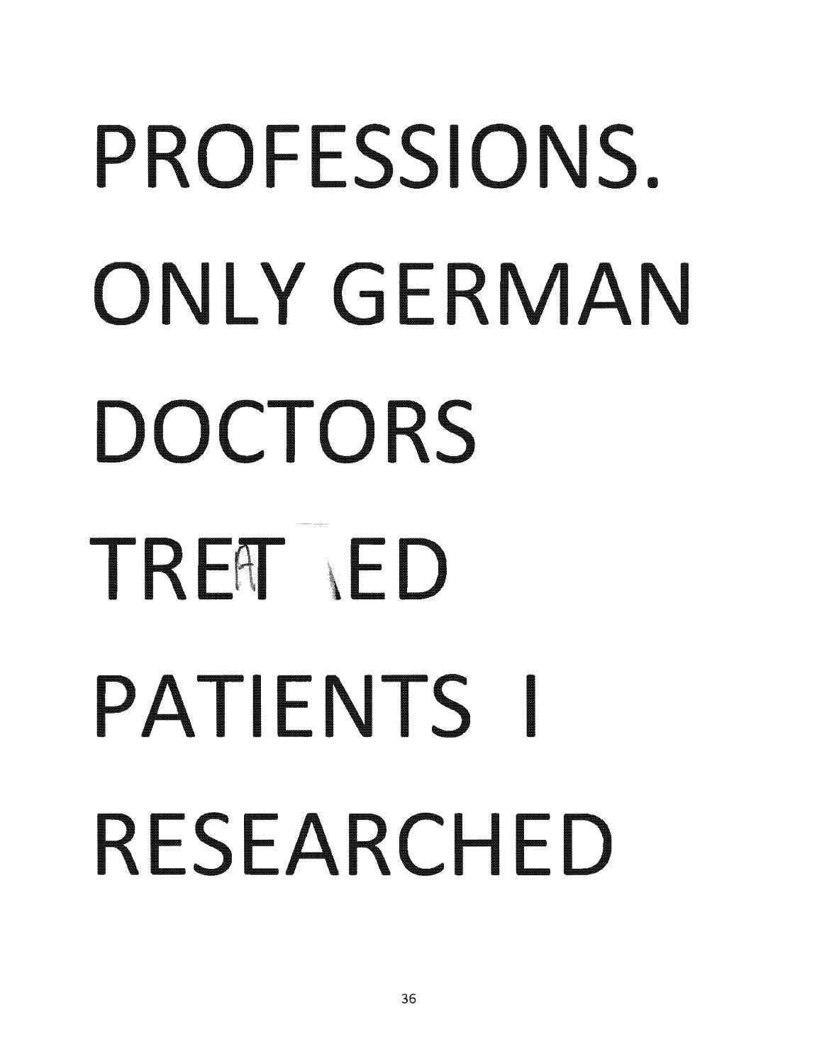PROFESSIONS. ONLY GERMAN DOCTORS TREATED PATIENTS I RESEARCHED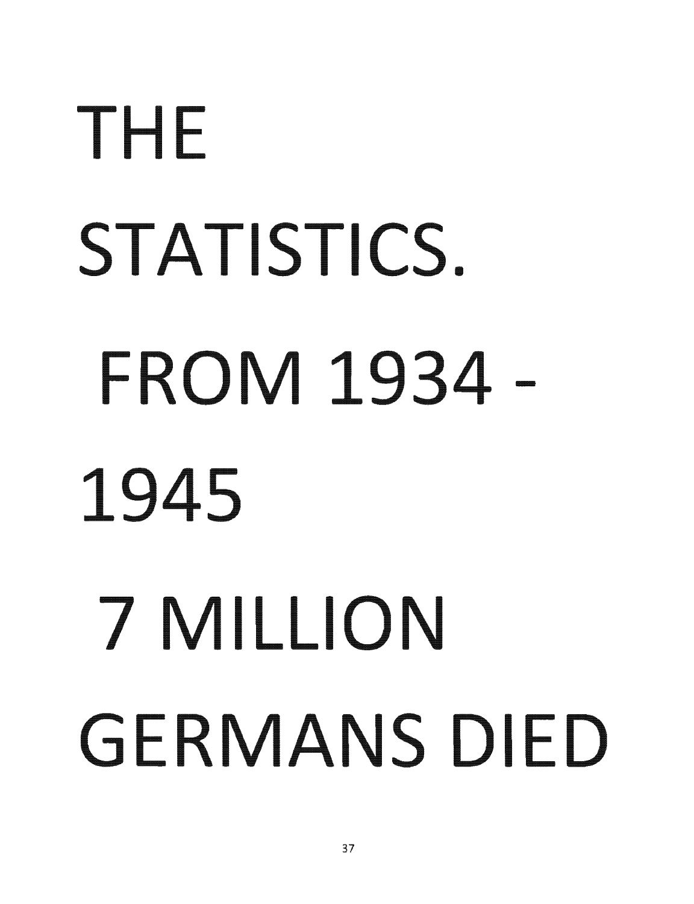THE

STATISTICS.

FROM 1934 -

1945

7 MILLION

GERMANS DIED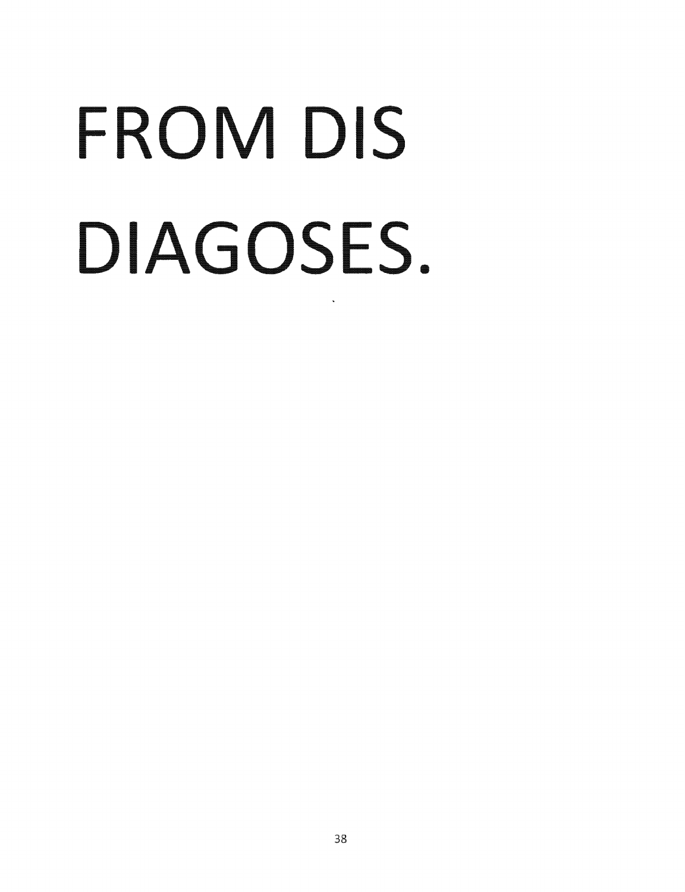# FROM DIS DIAGOSES.